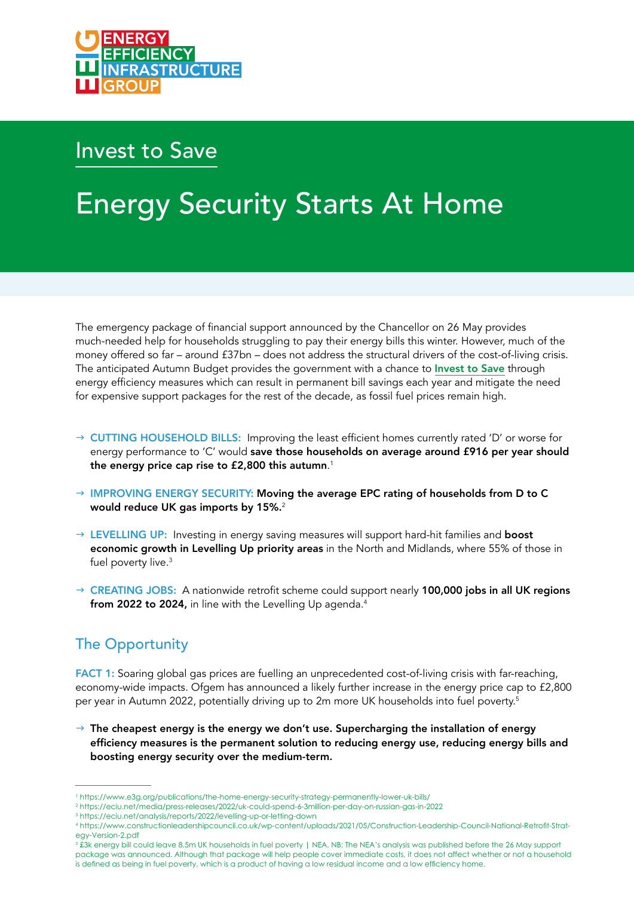Energy Efficiency Infrastructure Group

Invest to Save

# Energy Security Starts At Home

The emergency package of financial support announced by the Chancellor on 26 May provides much-needed help for households struggling to pay their energy bills this winter. However, much of the money offered so far – around £37bn – does not address the structural drivers of the cost-of-living crisis. The anticipated Autumn Budget provides the government with a chance to **Invest to Save** through energy efficiency measures which can result in permanent bill savings each year and mitigate the need for expensive support packages for the rest of the decade, as fossil fuel prices remain high.

→ **CUTTING HOUSEHOLD BILLS:** Improving the least efficient homes currently rated 'D' or worse for energy performance to 'C' would **save those households on average around £916 per year should the energy price cap rise to £2,800 this autumn**.[1]

→ **IMPROVING ENERGY SECURITY:** **Moving the average EPC rating of households from D to C would reduce UK gas imports by 15%.**[2]

→ **LEVELLING UP:** Investing in energy saving measures will support hard-hit families and **boost economic growth in Levelling Up priority areas** in the North and Midlands, where 55% of those in fuel poverty live.[3]

→ **CREATING JOBS:** A nationwide retrofit scheme could support nearly **100,000 jobs in all UK regions from 2022 to 2024,** in line with the Levelling Up agenda.[4]

## The Opportunity

**FACT 1:** Soaring global gas prices are fuelling an unprecedented cost-of-living crisis with far-reaching, economy-wide impacts. Ofgem has announced a likely further increase in the energy price cap to £2,800 per year in Autumn 2022, potentially driving up to 2m more UK households into fuel poverty.[5]

→ **The cheapest energy is the energy we don't use. Supercharging the installation of energy efficiency measures is the permanent solution to reducing energy use, reducing energy bills and boosting energy security over the medium-term.**

---

[1] https://www.e3g.org/publications/the-home-energy-security-strategy-permanently-lower-uk-bills/

[2] https://eciu.net/media/press-releases/2022/uk-could-spend-6-3million-per-day-on-russian-gas-in-2022

[3] https://eciu.net/analysis/reports/2022/levelling-up-or-letting-down

[4] https://www.constructionleadershipcouncil.co.uk/wp-content/uploads/2021/05/Construction-Leadership-Council-National-Retrofit-Strategy-Version-2.pdf

[5] £3k energy bill could leave 8.5m UK households in fuel poverty | NEA. NB: The NEA's analysis was published before the 26 May support package was announced. Although that package will help people cover immediate costs, it does not affect whether or not a household is defined as being in fuel poverty, which is a product of having a low residual income and a low efficiency home.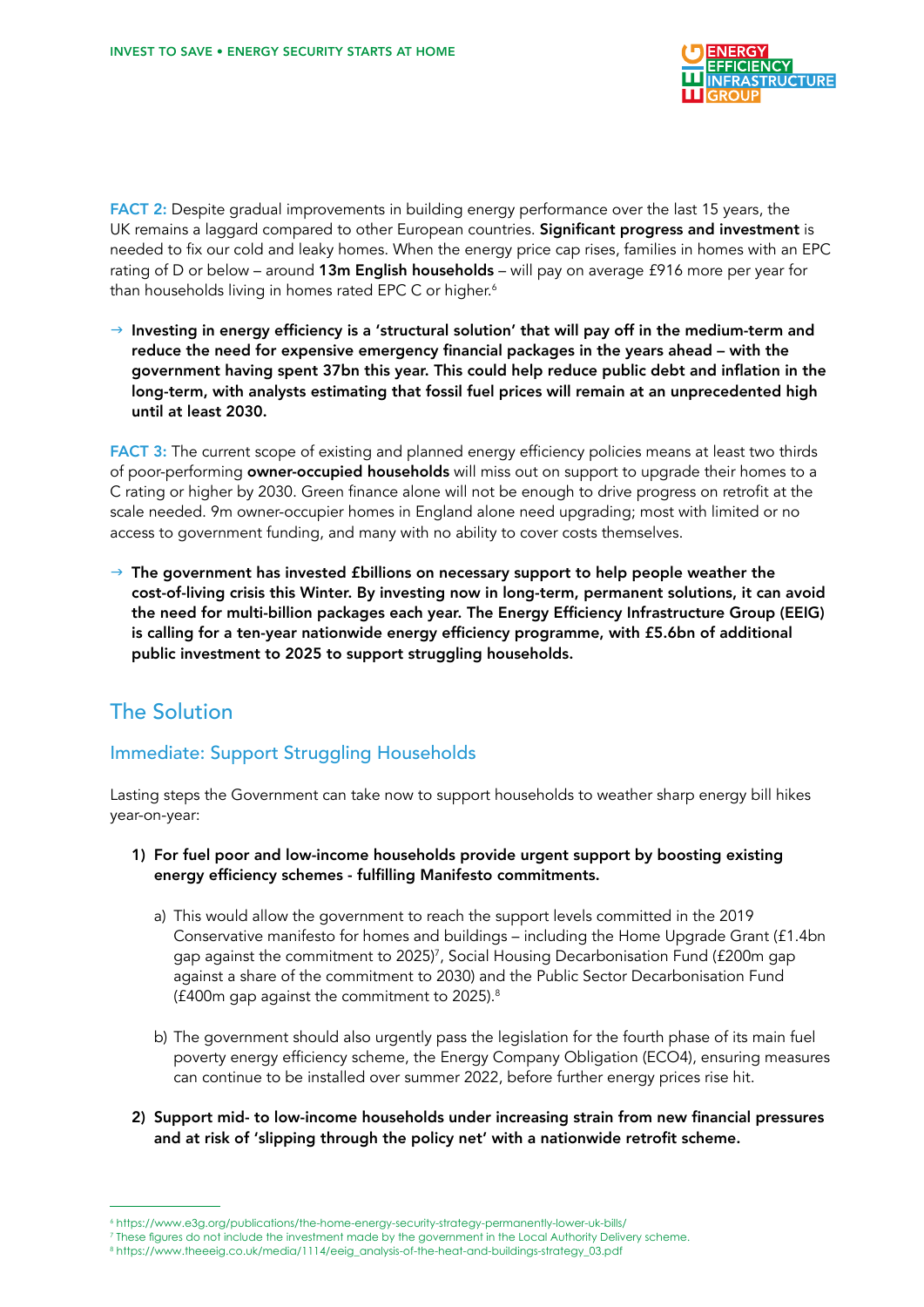**FACT 2:** Despite gradual improvements in building energy performance over the last 15 years, the UK remains a laggard compared to other European countries. **Significant progress and investment** is needed to fix our cold and leaky homes. When the energy price cap rises, families in homes with an EPC rating of D or below – around **13m English households** – will pay on average £916 more per year for than households living in homes rated EPC C or higher.[6]

→ **Investing in energy efficiency is a 'structural solution' that will pay off in the medium-term and reduce the need for expensive emergency financial packages in the years ahead – with the government having spent 37bn this year. This could help reduce public debt and inflation in the long-term, with analysts estimating that fossil fuel prices will remain at an unprecedented high until at least 2030.**

**FACT 3:** The current scope of existing and planned energy efficiency policies means at least two thirds of poor-performing **owner-occupied households** will miss out on support to upgrade their homes to a C rating or higher by 2030. Green finance alone will not be enough to drive progress on retrofit at the scale needed. 9m owner-occupier homes in England alone need upgrading; most with limited or no access to government funding, and many with no ability to cover costs themselves.

→ **The government has invested £billions on necessary support to help people weather the cost-of-living crisis this Winter. By investing now in long-term, permanent solutions, it can avoid the need for multi-billion packages each year. The Energy Efficiency Infrastructure Group (EEIG) is calling for a ten-year nationwide energy efficiency programme, with £5.6bn of additional public investment to 2025 to support struggling households.**

## The Solution

### Immediate: Support Struggling Households

Lasting steps the Government can take now to support households to weather sharp energy bill hikes year-on-year:

1) **For fuel poor and low-income households provide urgent support by boosting existing energy efficiency schemes - fulfilling Manifesto commitments.**

   a) This would allow the government to reach the support levels committed in the 2019 Conservative manifesto for homes and buildings – including the Home Upgrade Grant (£1.4bn gap against the commitment to 2025)[7], Social Housing Decarbonisation Fund (£200m gap against a share of the commitment to 2030) and the Public Sector Decarbonisation Fund (£400m gap against the commitment to 2025).[8]

   b) The government should also urgently pass the legislation for the fourth phase of its main fuel poverty energy efficiency scheme, the Energy Company Obligation (ECO4), ensuring measures can continue to be installed over summer 2022, before further energy prices rise hit.

2) **Support mid- to low-income households under increasing strain from new financial pressures and at risk of 'slipping through the policy net' with a nationwide retrofit scheme.**

---

[6] https://www.e3g.org/publications/the-home-energy-security-strategy-permanently-lower-uk-bills/

[7] These figures do not include the investment made by the government in the Local Authority Delivery scheme.

[8] https://www.theeeig.co.uk/media/1114/eeig_analysis-of-the-heat-and-buildings-strategy_03.pdf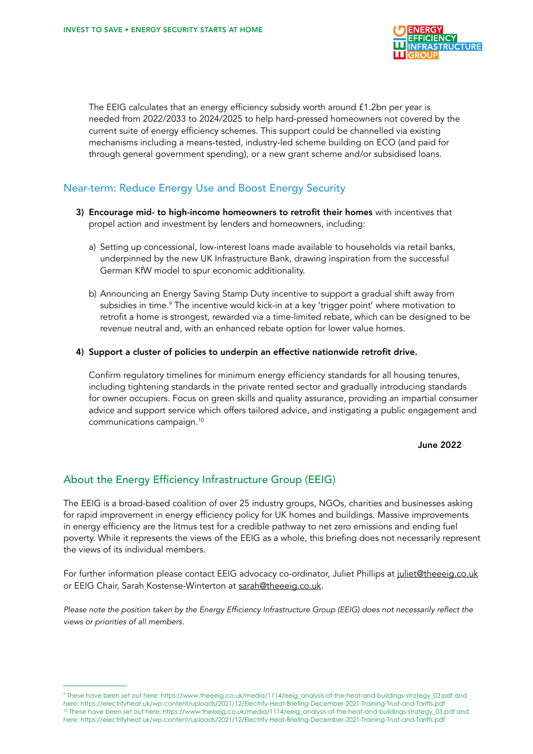The EEIG calculates that an energy efficiency subsidy worth around £1.2bn per year is needed from 2022/2033 to 2024/2025 to help hard-pressed homeowners not covered by the current suite of energy efficiency schemes. This support could be channelled via existing mechanisms including a means-tested, industry-led scheme building on ECO (and paid for through general government spending), or a new grant scheme and/or subsidised loans.

## Near-term: Reduce Energy Use and Boost Energy Security

3) **Encourage mid- to high-income homeowners to retrofit their homes** with incentives that propel action and investment by lenders and homeowners, including:

   a) Setting up concessional, low-interest loans made available to households via retail banks, underpinned by the new UK Infrastructure Bank, drawing inspiration from the successful German KfW model to spur economic additionality.

   b) Announcing an Energy Saving Stamp Duty incentive to support a gradual shift away from subsidies in time.[9] The incentive would kick-in at a key 'trigger point' where motivation to retrofit a home is strongest, rewarded via a time-limited rebate, which can be designed to be revenue neutral and, with an enhanced rebate option for lower value homes.

4) **Support a cluster of policies to underpin an effective nationwide retrofit drive.**

   Confirm regulatory timelines for minimum energy efficiency standards for all housing tenures, including tightening standards in the private rented sector and gradually introducing standards for owner occupiers. Focus on green skills and quality assurance, providing an impartial consumer advice and support service which offers tailored advice, and instigating a public engagement and communications campaign.[10]

**June 2022**

## About the Energy Efficiency Infrastructure Group (EEIG)

The EEIG is a broad-based coalition of over 25 industry groups, NGOs, charities and businesses asking for rapid improvement in energy efficiency policy for UK homes and buildings. Massive improvements in energy efficiency are the litmus test for a credible pathway to net zero emissions and ending fuel poverty. While it represents the views of the EEIG as a whole, this briefing does not necessarily represent the views of its individual members.

For further information please contact EEIG advocacy co-ordinator, Juliet Phillips at juliet@theeeig.co.uk or EEIG Chair, Sarah Kostense-Winterton at sarah@theeeig.co.uk.

*Please note the position taken by the Energy Efficiency Infrastructure Group (EEIG) does not necessarily reflect the views or priorities of all members.*

---

[9] These have been set out here: https://www.theeeig.co.uk/media/1114/eeig_analysis-of-the-heat-and-buildings-strategy_03.pdf and here: https://electrifyheat.uk/wp-content/uploads/2021/12/Electrify-Heat-Briefing-December-2021-Training-Trust-and-Tariffs.pdf

[10] These have been set out here: https://www.theeeig.co.uk/media/1114/eeig_analysis-of-the-heat-and-buildings-strategy_03.pdf and here: https://electrifyheat.uk/wp-content/uploads/2021/12/Electrify-Heat-Briefing-December-2021-Training-Trust-and-Tariffs.pdf